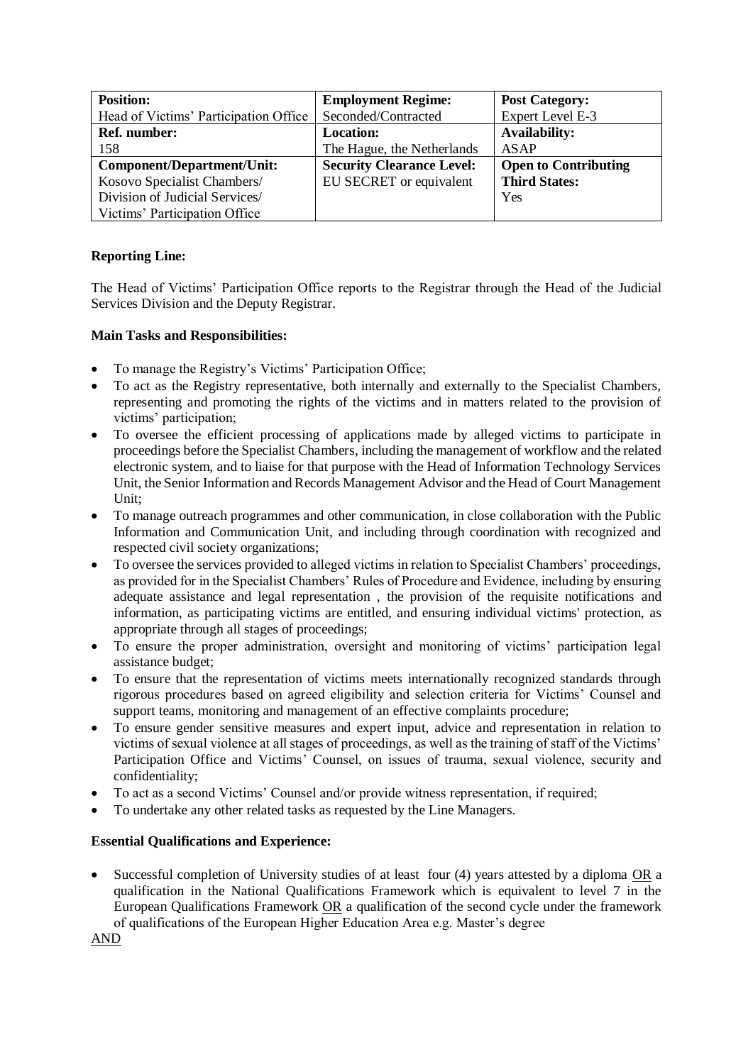| **Position:** | **Employment Regime:** | **Post Category:** |
|---|---|---|
| Head of Victims' Participation Office | Seconded/Contracted | Expert Level E-3 |
| **Ref. number:** | **Location:** | **Availability:** |
| 158 | The Hague, the Netherlands | ASAP |
| **Component/Department/Unit:** Kosovo Specialist Chambers/ Division of Judicial Services/ Victims' Participation Office | **Security Clearance Level:** EU SECRET or equivalent | **Open to Contributing Third States:** Yes |

**Reporting Line:**

The Head of Victims' Participation Office reports to the Registrar through the Head of the Judicial Services Division and the Deputy Registrar.

**Main Tasks and Responsibilities:**

- To manage the Registry's Victims' Participation Office;
- To act as the Registry representative, both internally and externally to the Specialist Chambers, representing and promoting the rights of the victims and in matters related to the provision of victims' participation;
- To oversee the efficient processing of applications made by alleged victims to participate in proceedings before the Specialist Chambers, including the management of workflow and the related electronic system, and to liaise for that purpose with the Head of Information Technology Services Unit, the Senior Information and Records Management Advisor and the Head of Court Management Unit;
- To manage outreach programmes and other communication, in close collaboration with the Public Information and Communication Unit, and including through coordination with recognized and respected civil society organizations;
- To oversee the services provided to alleged victims in relation to Specialist Chambers' proceedings, as provided for in the Specialist Chambers' Rules of Procedure and Evidence, including by ensuring adequate assistance and legal representation , the provision of the requisite notifications and information, as participating victims are entitled, and ensuring individual victims' protection, as appropriate through all stages of proceedings;
- To ensure the proper administration, oversight and monitoring of victims' participation legal assistance budget;
- To ensure that the representation of victims meets internationally recognized standards through rigorous procedures based on agreed eligibility and selection criteria for Victims' Counsel and support teams, monitoring and management of an effective complaints procedure;
- To ensure gender sensitive measures and expert input, advice and representation in relation to victims of sexual violence at all stages of proceedings, as well as the training of staff of the Victims' Participation Office and Victims' Counsel, on issues of trauma, sexual violence, security and confidentiality;
- To act as a second Victims' Counsel and/or provide witness representation, if required;
- To undertake any other related tasks as requested by the Line Managers.

**Essential Qualifications and Experience:**

- Successful completion of University studies of at least four (4) years attested by a diploma OR a qualification in the National Qualifications Framework which is equivalent to level 7 in the European Qualifications Framework OR a qualification of the second cycle under the framework of qualifications of the European Higher Education Area e.g. Master's degree

AND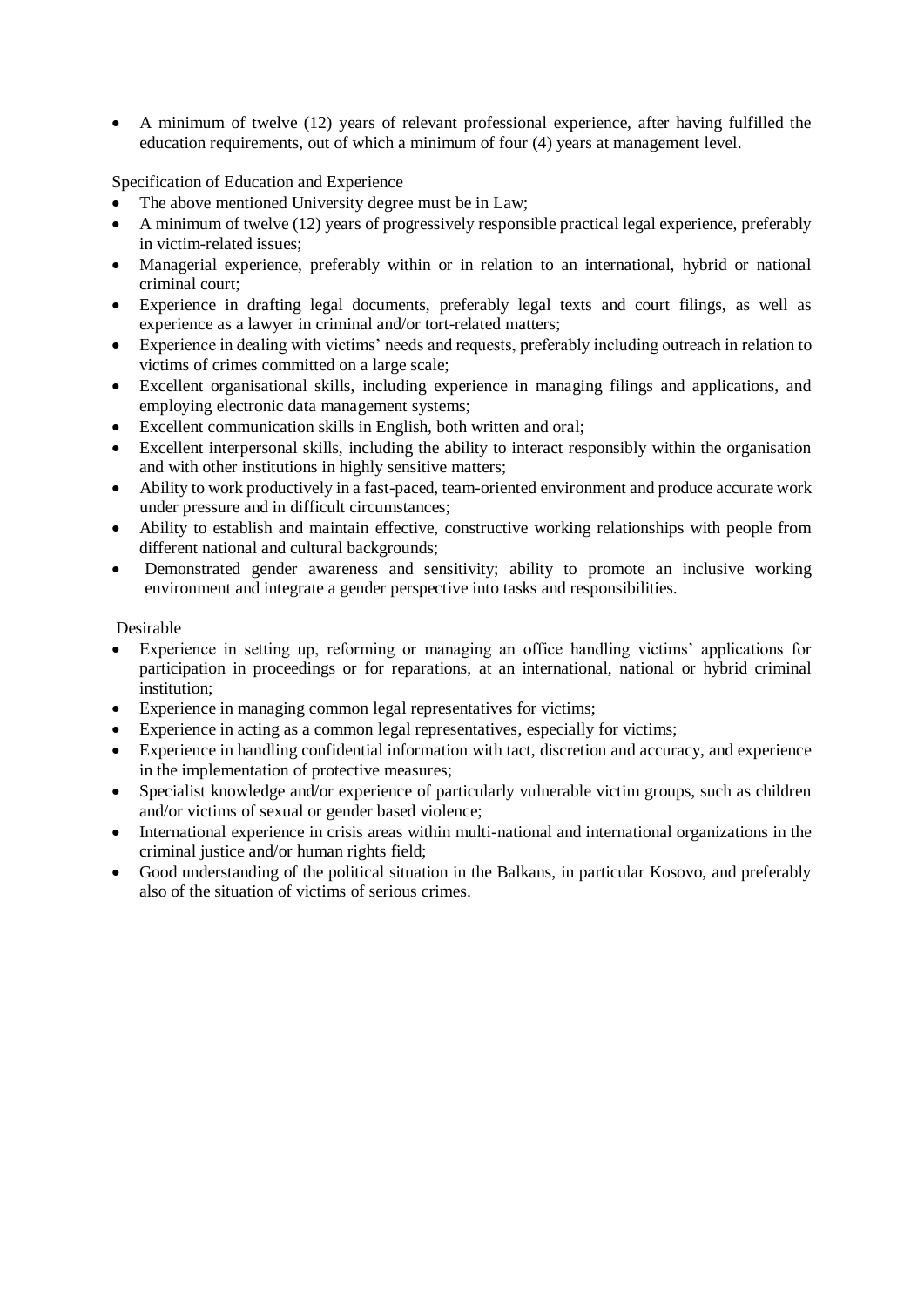- A minimum of twelve (12) years of relevant professional experience, after having fulfilled the education requirements, out of which a minimum of four (4) years at management level.

Specification of Education and Experience

- The above mentioned University degree must be in Law;
- A minimum of twelve (12) years of progressively responsible practical legal experience, preferably in victim-related issues;
- Managerial experience, preferably within or in relation to an international, hybrid or national criminal court;
- Experience in drafting legal documents, preferably legal texts and court filings, as well as experience as a lawyer in criminal and/or tort-related matters;
- Experience in dealing with victims' needs and requests, preferably including outreach in relation to victims of crimes committed on a large scale;
- Excellent organisational skills, including experience in managing filings and applications, and employing electronic data management systems;
- Excellent communication skills in English, both written and oral;
- Excellent interpersonal skills, including the ability to interact responsibly within the organisation and with other institutions in highly sensitive matters;
- Ability to work productively in a fast-paced, team-oriented environment and produce accurate work under pressure and in difficult circumstances;
- Ability to establish and maintain effective, constructive working relationships with people from different national and cultural backgrounds;
- Demonstrated gender awareness and sensitivity; ability to promote an inclusive working environment and integrate a gender perspective into tasks and responsibilities.

Desirable

- Experience in setting up, reforming or managing an office handling victims' applications for participation in proceedings or for reparations, at an international, national or hybrid criminal institution;
- Experience in managing common legal representatives for victims;
- Experience in acting as a common legal representatives, especially for victims;
- Experience in handling confidential information with tact, discretion and accuracy, and experience in the implementation of protective measures;
- Specialist knowledge and/or experience of particularly vulnerable victim groups, such as children and/or victims of sexual or gender based violence;
- International experience in crisis areas within multi-national and international organizations in the criminal justice and/or human rights field;
- Good understanding of the political situation in the Balkans, in particular Kosovo, and preferably also of the situation of victims of serious crimes.